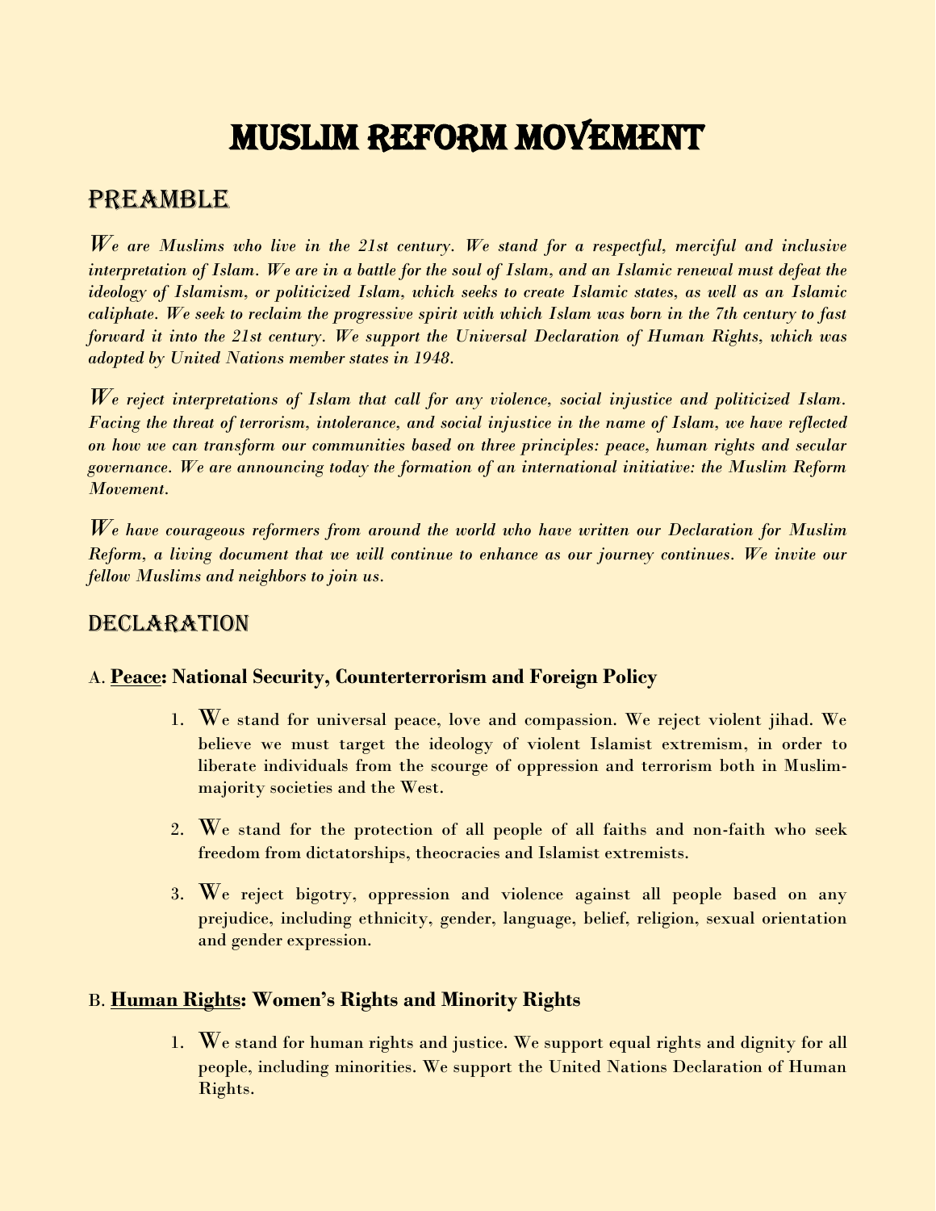# Muslim Reform Movement

## Preamble

*We are Muslims who live in the 21st century. We stand for a respectful, merciful and inclusive interpretation of Islam. We are in a battle for the soul of Islam, and an Islamic renewal must defeat the ideology of Islamism, or politicized Islam, which seeks to create Islamic states, as well as an Islamic caliphate. We seek to reclaim the progressive spirit with which Islam was born in the 7th century to fast forward it into the 21st century. We support the Universal Declaration of Human Rights, which was adopted by United Nations member states in 1948.*

*We reject interpretations of Islam that call for any violence, social injustice and politicized Islam. Facing the threat of terrorism, intolerance, and social injustice in the name of Islam, we have reflected on how we can transform our communities based on three principles: peace, human rights and secular governance. We are announcing today the formation of an international initiative: the Muslim Reform Movement.*

*We have courageous reformers from around the world who have written our Declaration for Muslim Reform, a living document that we will continue to enhance as our journey continues. We invite our fellow Muslims and neighbors to join us.*

## Declaration

### A. **Peace: National Security, Counterterrorism and Foreign Policy**

1. We stand for universal peace, love and compassion. We reject violent jihad. We believe we must target the ideology of violent Islamist extremism, in order to liberate individuals from the scourge of oppression and terrorism both in Muslim-majority societies and the West.

2. We stand for the protection of all people of all faiths and non-faith who seek freedom from dictatorships, theocracies and Islamist extremists.

3. We reject bigotry, oppression and violence against all people based on any prejudice, including ethnicity, gender, language, belief, religion, sexual orientation and gender expression.

### B. **Human Rights: Women's Rights and Minority Rights**

1. We stand for human rights and justice. We support equal rights and dignity for all people, including minorities. We support the United Nations Declaration of Human Rights.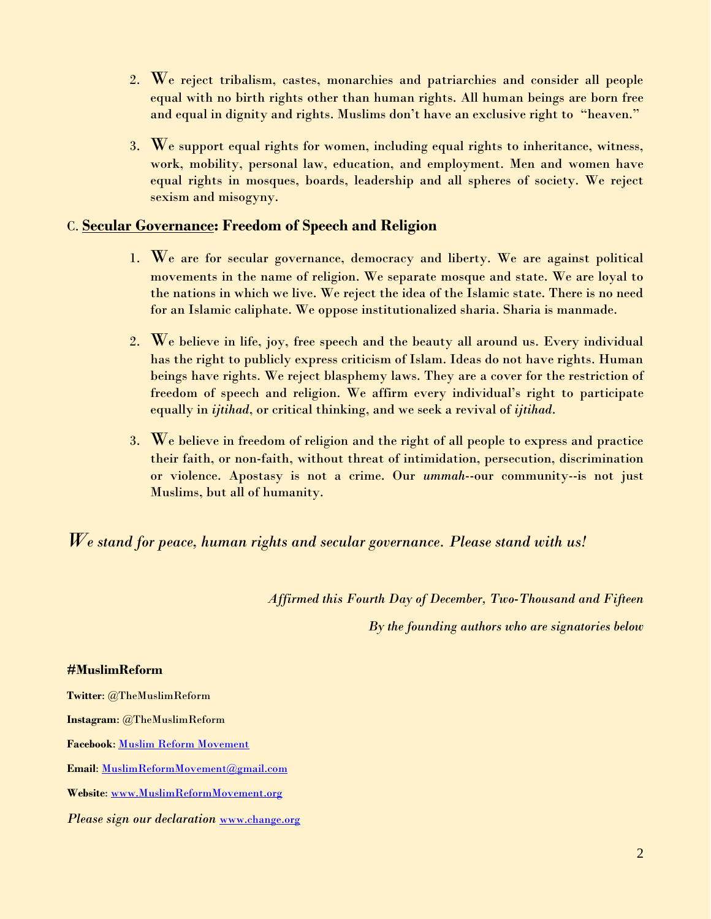2. We reject tribalism, castes, monarchies and patriarchies and consider all people equal with no birth rights other than human rights. All human beings are born free and equal in dignity and rights. Muslims don't have an exclusive right to "heaven."

3. We support equal rights for women, including equal rights to inheritance, witness, work, mobility, personal law, education, and employment. Men and women have equal rights in mosques, boards, leadership and all spheres of society. We reject sexism and misogyny.

## C. <u>Secular Governance</u>: Freedom of Speech and Religion

1. We are for secular governance, democracy and liberty. We are against political movements in the name of religion. We separate mosque and state. We are loyal to the nations in which we live. We reject the idea of the Islamic state. There is no need for an Islamic caliphate. We oppose institutionalized sharia. Sharia is manmade.

2. We believe in life, joy, free speech and the beauty all around us. Every individual has the right to publicly express criticism of Islam. Ideas do not have rights. Human beings have rights. We reject blasphemy laws. They are a cover for the restriction of freedom of speech and religion. We affirm every individual's right to participate equally in *ijtihad*, or critical thinking, and we seek a revival of *ijtihad*.

3. We believe in freedom of religion and the right of all people to express and practice their faith, or non-faith, without threat of intimidation, persecution, discrimination or violence. Apostasy is not a crime. Our *ummah*--our community--is not just Muslims, but all of humanity.

*We stand for peace, human rights and secular governance. Please stand with us!*

*Affirmed this Fourth Day of December, Two-Thousand and Fifteen*

*By the founding authors who are signatories below*

**#MuslimReform**

**Twitter**: @TheMuslimReform

**Instagram**: @TheMuslimReform

**Facebook**: Muslim Reform Movement

**Email**: MuslimReformMovement@gmail.com

**Website**: www.MuslimReformMovement.org

*Please sign our declaration* www.change.org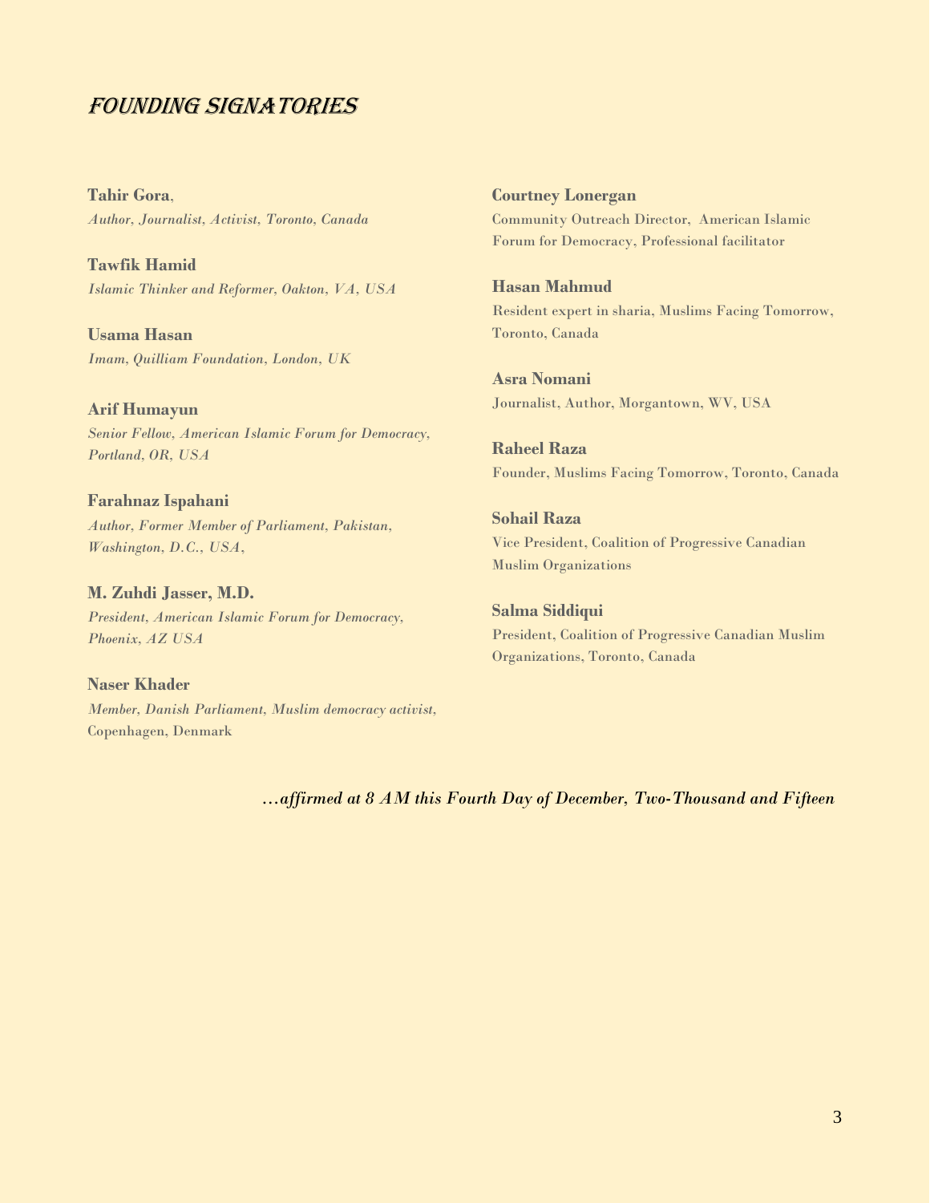## Founding Signatories

**Tahir Gora**,
*Author, Journalist, Activist, Toronto, Canada*

**Tawfik Hamid**
*Islamic Thinker and Reformer, Oakton, VA, USA*

**Usama Hasan**
*Imam, Quilliam Foundation, London, UK*

**Arif Humayun**
*Senior Fellow, American Islamic Forum for Democracy, Portland, OR, USA*

**Farahnaz Ispahani**
*Author, Former Member of Parliament, Pakistan, Washington, D.C., USA*,

**M. Zuhdi Jasser, M.D.**
*President, American Islamic Forum for Democracy, Phoenix, AZ USA*

**Naser Khader**
*Member, Danish Parliament, Muslim democracy activist*, Copenhagen, Denmark

**Courtney Lonergan**
Community Outreach Director, American Islamic Forum for Democracy, Professional facilitator

**Hasan Mahmud**
Resident expert in sharia, Muslims Facing Tomorrow, Toronto, Canada

**Asra Nomani**
Journalist, Author, Morgantown, WV, USA

**Raheel Raza**
Founder, Muslims Facing Tomorrow, Toronto, Canada

**Sohail Raza**
Vice President, Coalition of Progressive Canadian Muslim Organizations

**Salma Siddiqui**
President, Coalition of Progressive Canadian Muslim Organizations, Toronto, Canada

*…affirmed at 8 AM this Fourth Day of December, Two-Thousand and Fifteen*